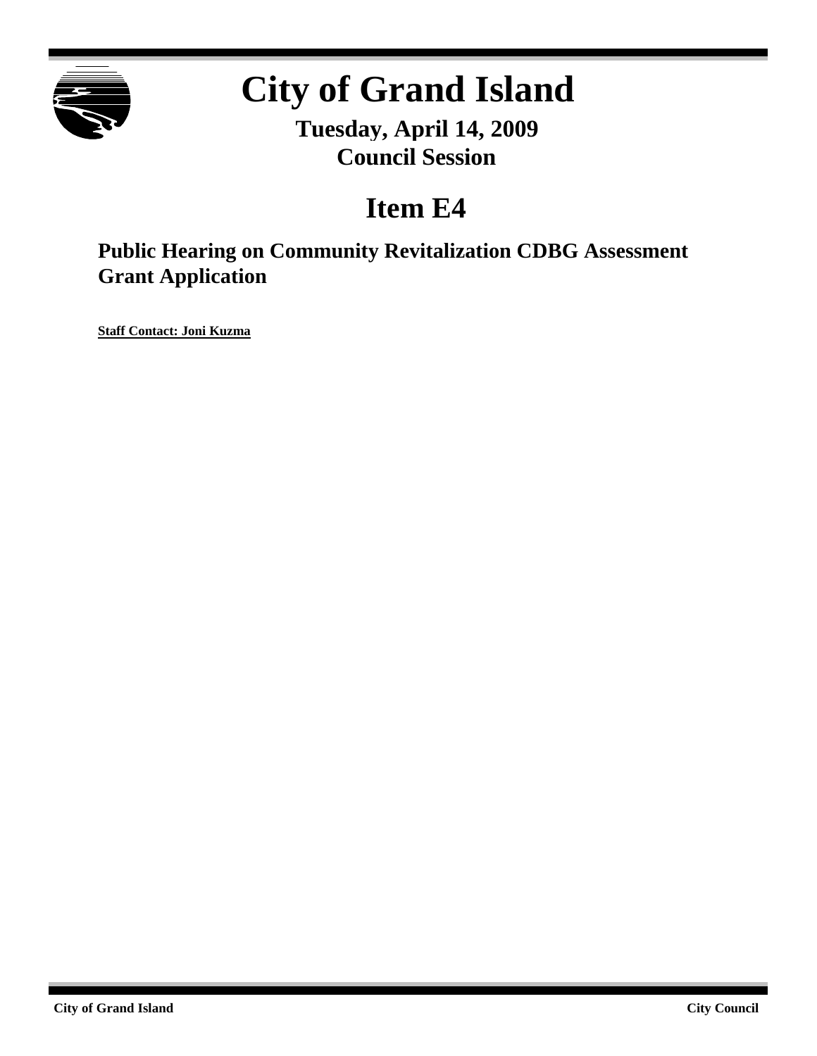# City of Grand Island

**Tuesday, April 14, 2009**
**Council Session**

## Item E4

### Public Hearing on Community Revitalization CDBG Assessment Grant Application

**Staff Contact: Joni Kuzma**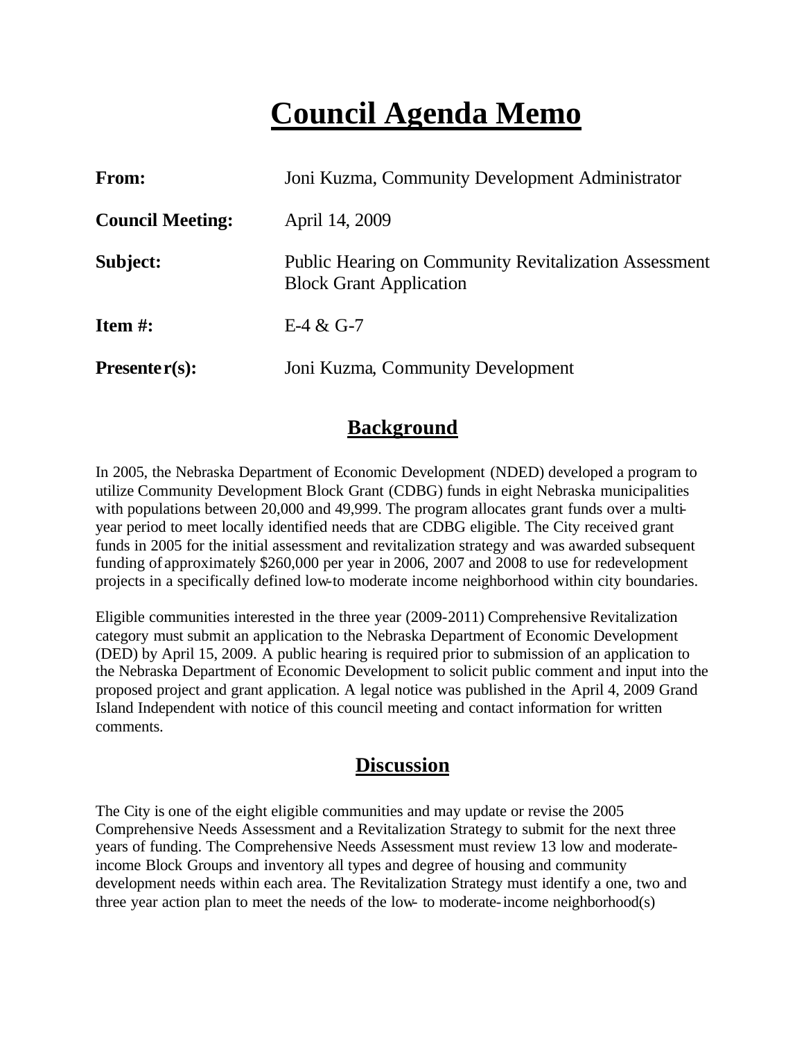# Council Agenda Memo

| | |
|---|---|
| **From:** | Joni Kuzma, Community Development Administrator |
| **Council Meeting:** | April 14, 2009 |
| **Subject:** | Public Hearing on Community Revitalization Assessment Block Grant Application |
| **Item #:** | E-4 & G-7 |
| **Presenter(s):** | Joni Kuzma, Community Development |

## Background

In 2005, the Nebraska Department of Economic Development (NDED) developed a program to utilize Community Development Block Grant (CDBG) funds in eight Nebraska municipalities with populations between 20,000 and 49,999. The program allocates grant funds over a multi-year period to meet locally identified needs that are CDBG eligible. The City received grant funds in 2005 for the initial assessment and revitalization strategy and was awarded subsequent funding of approximately $260,000 per year in 2006, 2007 and 2008 to use for redevelopment projects in a specifically defined low-to moderate income neighborhood within city boundaries.

Eligible communities interested in the three year (2009-2011) Comprehensive Revitalization category must submit an application to the Nebraska Department of Economic Development (DED) by April 15, 2009. A public hearing is required prior to submission of an application to the Nebraska Department of Economic Development to solicit public comment and input into the proposed project and grant application. A legal notice was published in the April 4, 2009 Grand Island Independent with notice of this council meeting and contact information for written comments.

## Discussion

The City is one of the eight eligible communities and may update or revise the 2005 Comprehensive Needs Assessment and a Revitalization Strategy to submit for the next three years of funding. The Comprehensive Needs Assessment must review 13 low and moderate-income Block Groups and inventory all types and degree of housing and community development needs within each area. The Revitalization Strategy must identify a one, two and three year action plan to meet the needs of the low- to moderate-income neighborhood(s)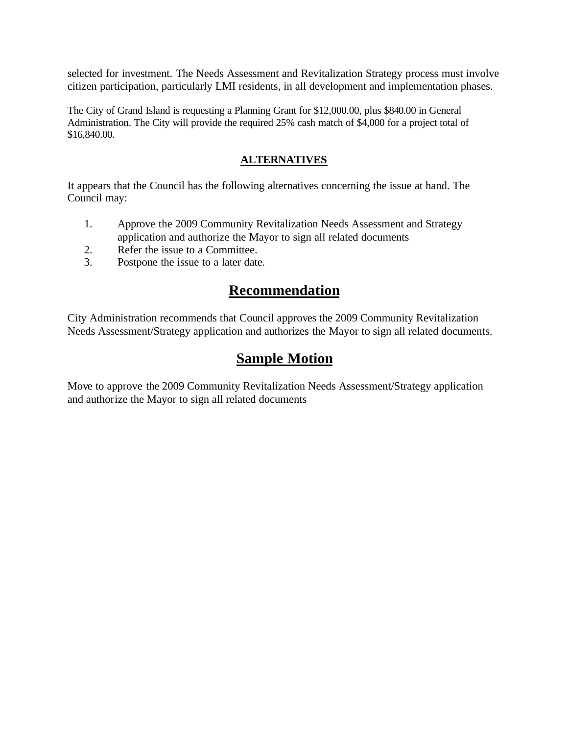selected for investment. The Needs Assessment and Revitalization Strategy process must involve citizen participation, particularly LMI residents, in all development and implementation phases.

The City of Grand Island is requesting a Planning Grant for $12,000.00, plus $840.00 in General Administration. The City will provide the required 25% cash match of $4,000 for a project total of $16,840.00.

## ALTERNATIVES

It appears that the Council has the following alternatives concerning the issue at hand. The Council may:

1. Approve the 2009 Community Revitalization Needs Assessment and Strategy application and authorize the Mayor to sign all related documents
2. Refer the issue to a Committee.
3. Postpone the issue to a later date.

## Recommendation

City Administration recommends that Council approves the 2009 Community Revitalization Needs Assessment/Strategy application and authorizes the Mayor to sign all related documents.

## Sample Motion

Move to approve the 2009 Community Revitalization Needs Assessment/Strategy application and authorize the Mayor to sign all related documents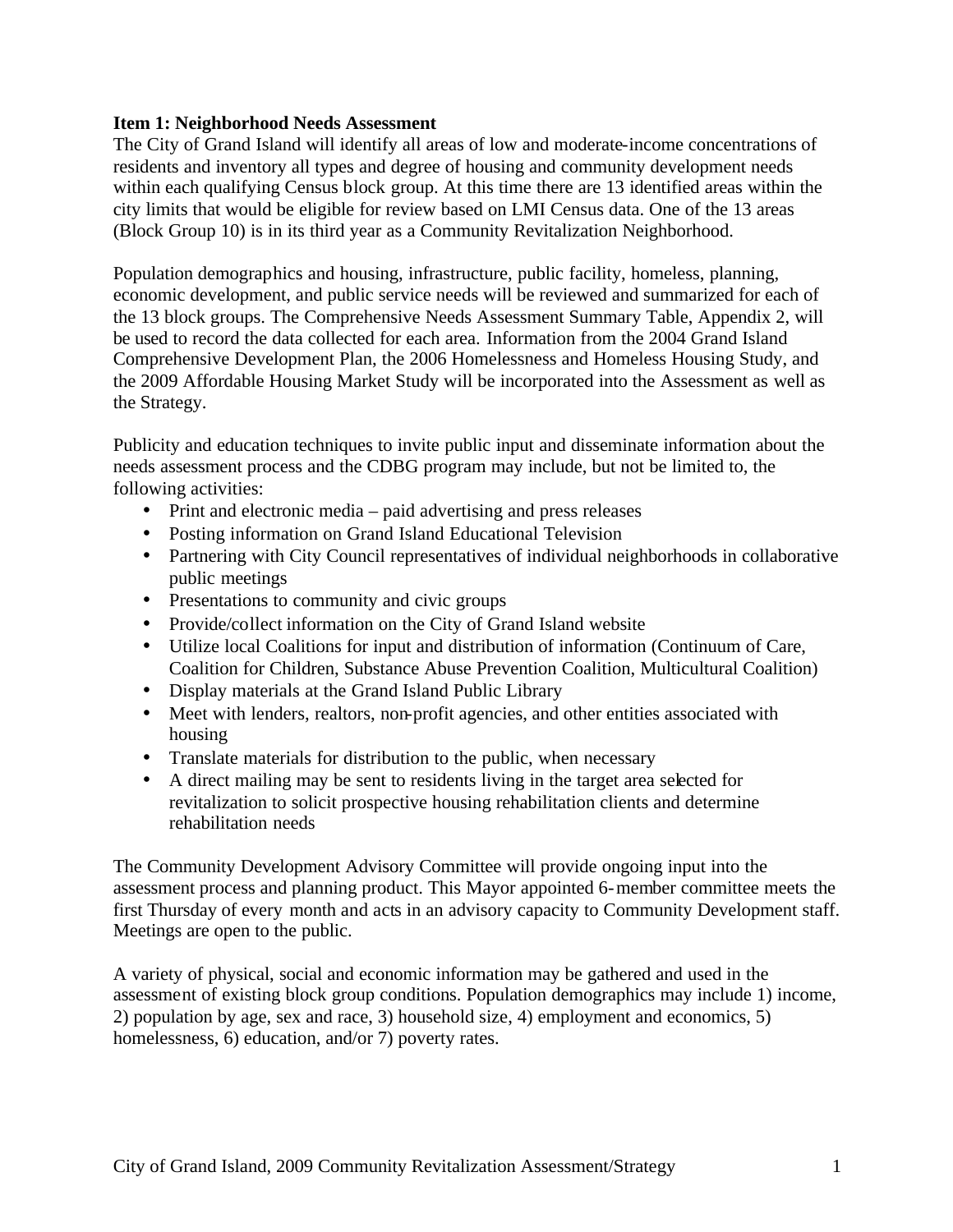**Item 1: Neighborhood Needs Assessment**

The City of Grand Island will identify all areas of low and moderate-income concentrations of residents and inventory all types and degree of housing and community development needs within each qualifying Census block group. At this time there are 13 identified areas within the city limits that would be eligible for review based on LMI Census data. One of the 13 areas (Block Group 10) is in its third year as a Community Revitalization Neighborhood.

Population demographics and housing, infrastructure, public facility, homeless, planning, economic development, and public service needs will be reviewed and summarized for each of the 13 block groups. The Comprehensive Needs Assessment Summary Table, Appendix 2, will be used to record the data collected for each area. Information from the 2004 Grand Island Comprehensive Development Plan, the 2006 Homelessness and Homeless Housing Study, and the 2009 Affordable Housing Market Study will be incorporated into the Assessment as well as the Strategy.

Publicity and education techniques to invite public input and disseminate information about the needs assessment process and the CDBG program may include, but not be limited to, the following activities:

- Print and electronic media – paid advertising and press releases
- Posting information on Grand Island Educational Television
- Partnering with City Council representatives of individual neighborhoods in collaborative public meetings
- Presentations to community and civic groups
- Provide/collect information on the City of Grand Island website
- Utilize local Coalitions for input and distribution of information (Continuum of Care, Coalition for Children, Substance Abuse Prevention Coalition, Multicultural Coalition)
- Display materials at the Grand Island Public Library
- Meet with lenders, realtors, non-profit agencies, and other entities associated with housing
- Translate materials for distribution to the public, when necessary
- A direct mailing may be sent to residents living in the target area selected for revitalization to solicit prospective housing rehabilitation clients and determine rehabilitation needs

The Community Development Advisory Committee will provide ongoing input into the assessment process and planning product. This Mayor appointed 6-member committee meets the first Thursday of every month and acts in an advisory capacity to Community Development staff. Meetings are open to the public.

A variety of physical, social and economic information may be gathered and used in the assessment of existing block group conditions. Population demographics may include 1) income, 2) population by age, sex and race, 3) household size, 4) employment and economics, 5) homelessness, 6) education, and/or 7) poverty rates.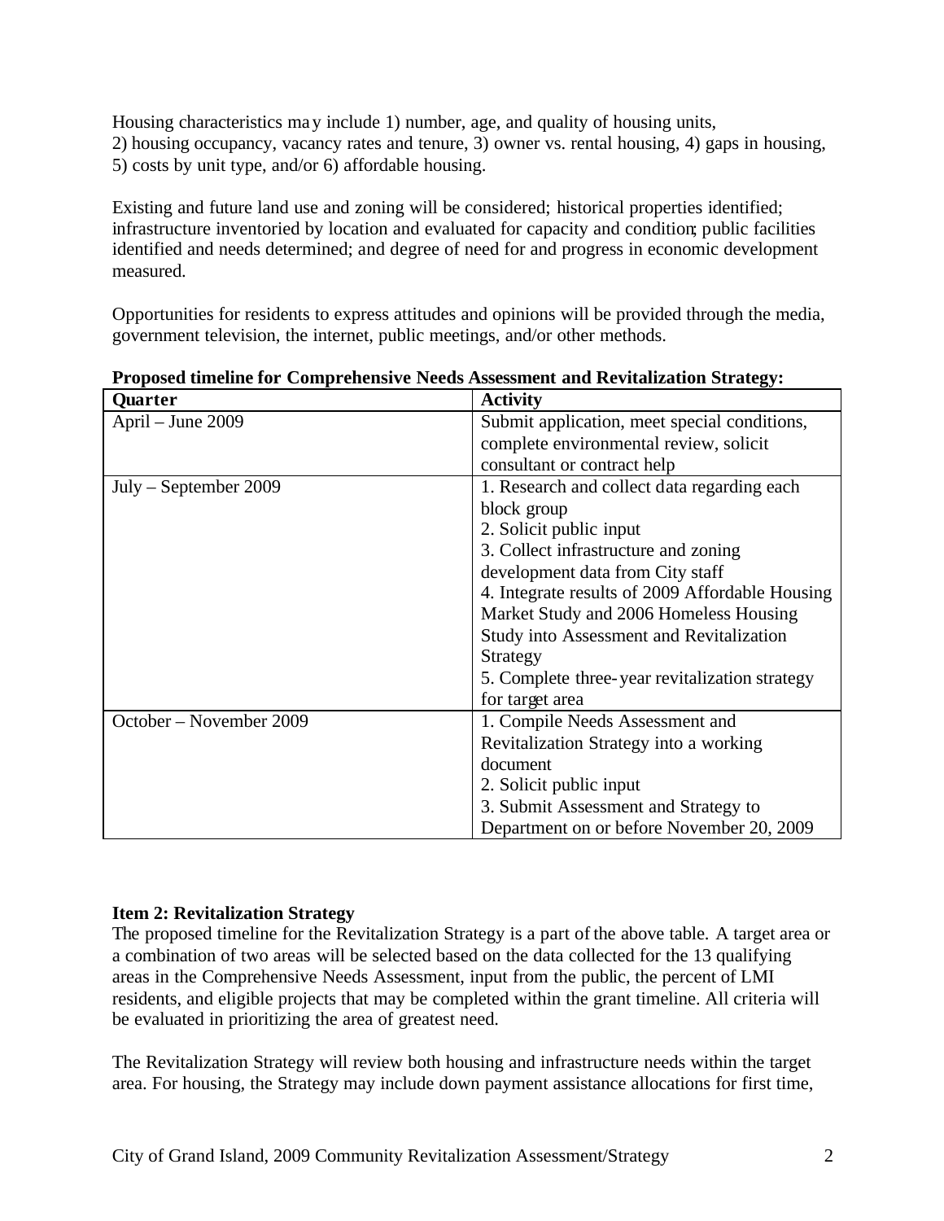Housing characteristics may include 1) number, age, and quality of housing units, 2) housing occupancy, vacancy rates and tenure, 3) owner vs. rental housing, 4) gaps in housing, 5) costs by unit type, and/or 6) affordable housing.

Existing and future land use and zoning will be considered; historical properties identified; infrastructure inventoried by location and evaluated for capacity and condition; public facilities identified and needs determined; and degree of need for and progress in economic development measured.

Opportunities for residents to express attitudes and opinions will be provided through the media, government television, the internet, public meetings, and/or other methods.

**Proposed timeline for Comprehensive Needs Assessment and Revitalization Strategy:**

| Quarter | Activity |
|---|---|
| April – June 2009 | Submit application, meet special conditions, complete environmental review, solicit consultant or contract help |
| July – September 2009 | 1. Research and collect data regarding each block group<br>2. Solicit public input<br>3. Collect infrastructure and zoning development data from City staff<br>4. Integrate results of 2009 Affordable Housing Market Study and 2006 Homeless Housing Study into Assessment and Revitalization Strategy<br>5. Complete three-year revitalization strategy for target area |
| October – November 2009 | 1. Compile Needs Assessment and Revitalization Strategy into a working document<br>2. Solicit public input<br>3. Submit Assessment and Strategy to Department on or before November 20, 2009 |

**Item 2: Revitalization Strategy**

The proposed timeline for the Revitalization Strategy is a part of the above table. A target area or a combination of two areas will be selected based on the data collected for the 13 qualifying areas in the Comprehensive Needs Assessment, input from the public, the percent of LMI residents, and eligible projects that may be completed within the grant timeline. All criteria will be evaluated in prioritizing the area of greatest need.

The Revitalization Strategy will review both housing and infrastructure needs within the target area. For housing, the Strategy may include down payment assistance allocations for first time,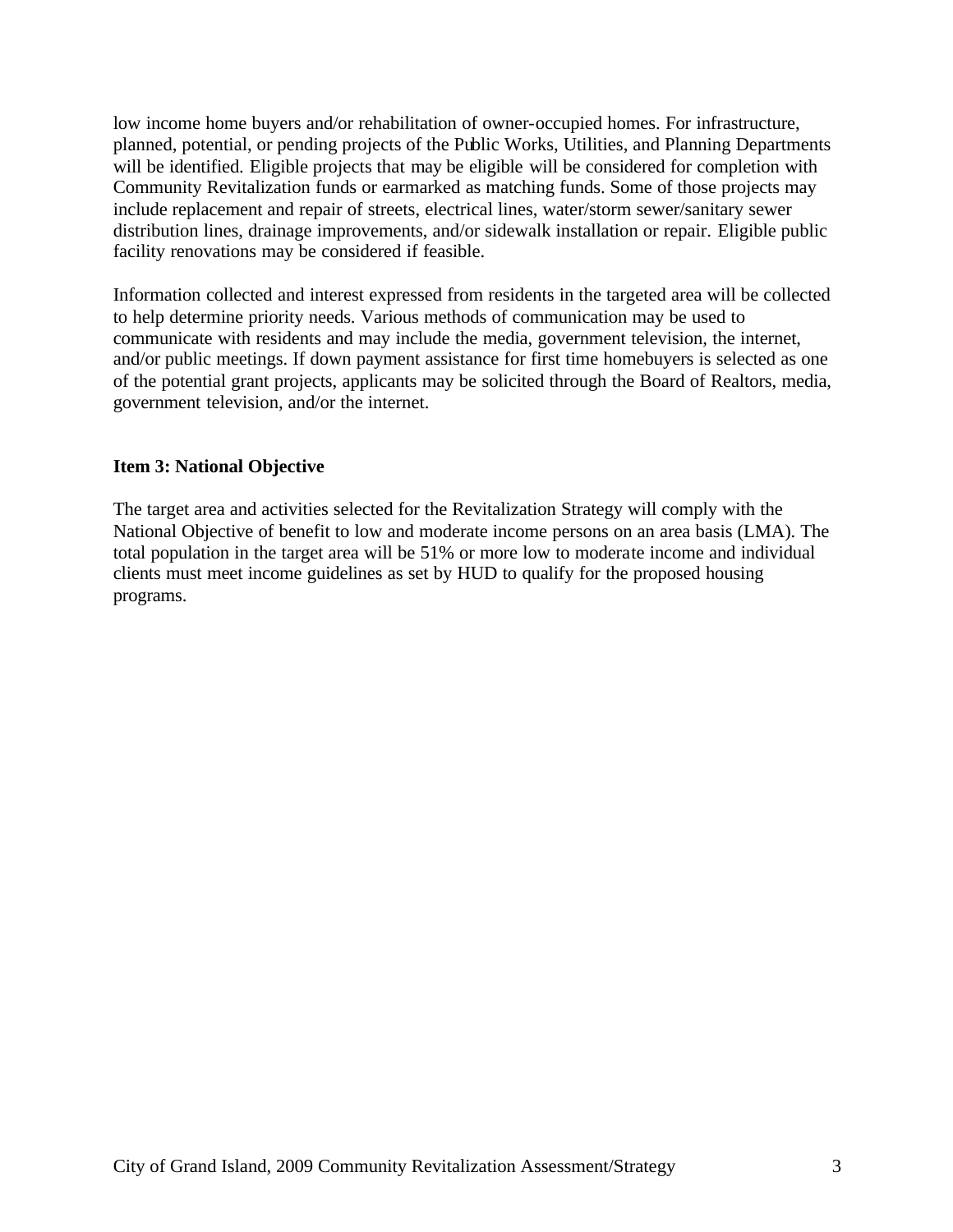low income home buyers and/or rehabilitation of owner-occupied homes. For infrastructure, planned, potential, or pending projects of the Public Works, Utilities, and Planning Departments will be identified. Eligible projects that may be eligible will be considered for completion with Community Revitalization funds or earmarked as matching funds. Some of those projects may include replacement and repair of streets, electrical lines, water/storm sewer/sanitary sewer distribution lines, drainage improvements, and/or sidewalk installation or repair. Eligible public facility renovations may be considered if feasible.

Information collected and interest expressed from residents in the targeted area will be collected to help determine priority needs. Various methods of communication may be used to communicate with residents and may include the media, government television, the internet, and/or public meetings. If down payment assistance for first time homebuyers is selected as one of the potential grant projects, applicants may be solicited through the Board of Realtors, media, government television, and/or the internet.

**Item 3: National Objective**

The target area and activities selected for the Revitalization Strategy will comply with the National Objective of benefit to low and moderate income persons on an area basis (LMA). The total population in the target area will be 51% or more low to moderate income and individual clients must meet income guidelines as set by HUD to qualify for the proposed housing programs.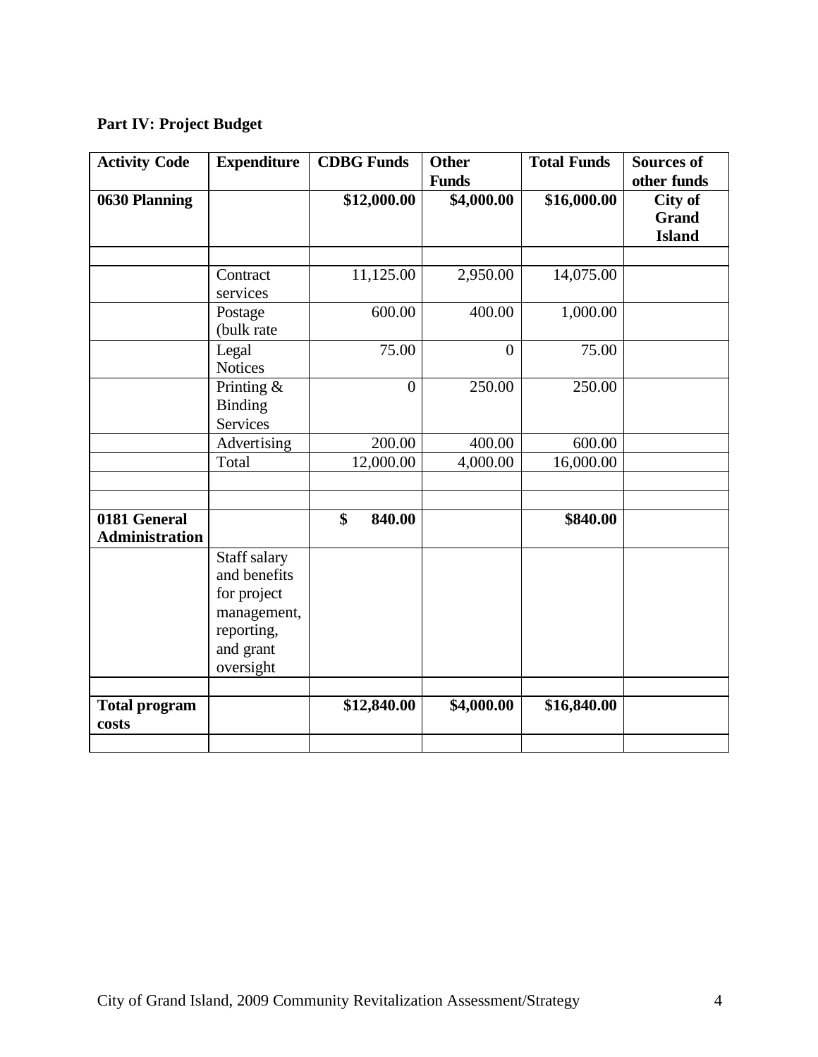**Part IV: Project Budget**

| Activity Code | Expenditure | CDBG Funds | Other Funds | Total Funds | Sources of other funds |
|---|---|---|---|---|---|
| **0630 Planning** | | **$12,000.00** | **$4,000.00** | **$16,000.00** | **City of Grand Island** |
| | | | | | |
| | Contract services | 11,125.00 | 2,950.00 | 14,075.00 | |
| | Postage (bulk rate | 600.00 | 400.00 | 1,000.00 | |
| | Legal Notices | 75.00 | 0 | 75.00 | |
| | Printing & Binding Services | 0 | 250.00 | 250.00 | |
| | Advertising | 200.00 | 400.00 | 600.00 | |
| | Total | 12,000.00 | 4,000.00 | 16,000.00 | |
| | | | | | |
| | | | | | |
| **0181 General Administration** | | **$ 840.00** | | **$840.00** | |
| | Staff salary and benefits for project management, reporting, and grant oversight | | | | |
| | | | | | |
| **Total program costs** | | **$12,840.00** | **$4,000.00** | **$16,840.00** | |
| | | | | | |